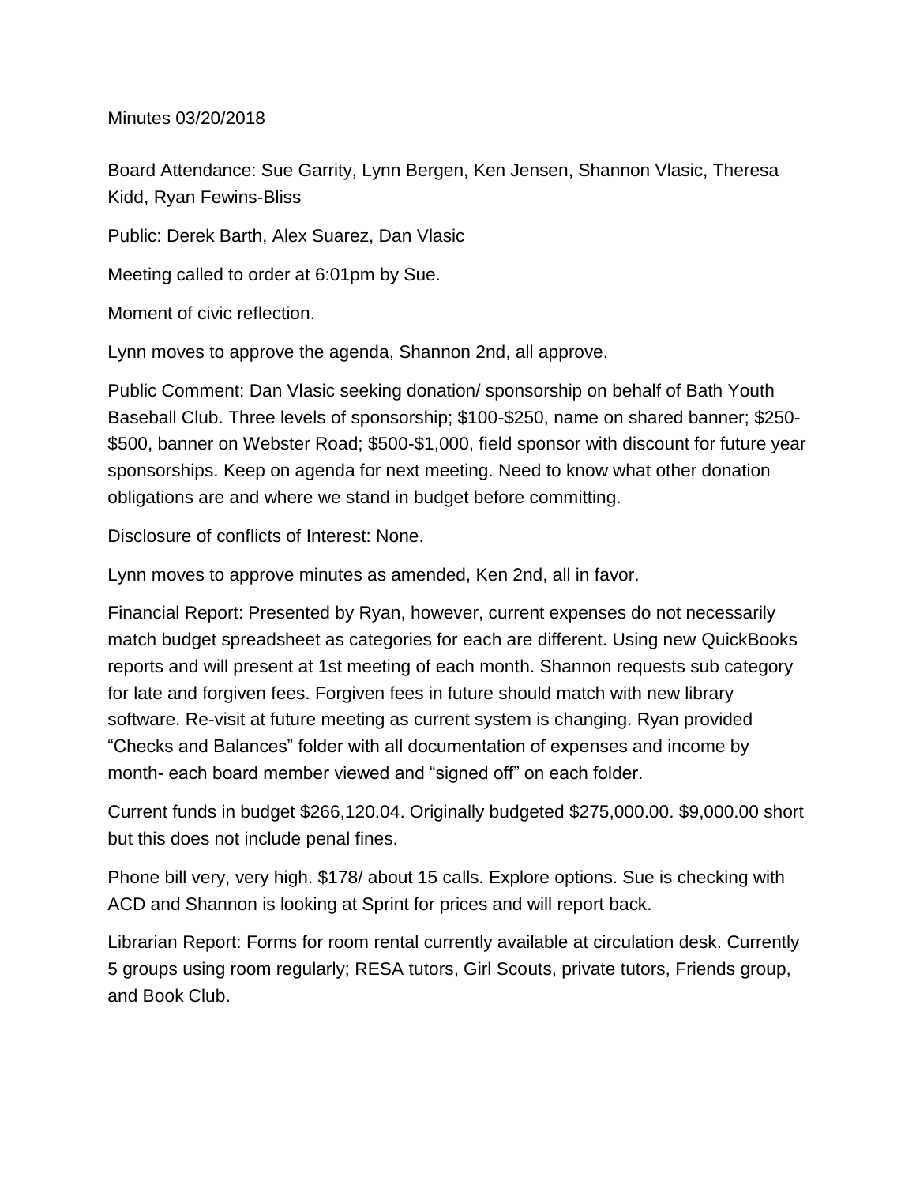Minutes 03/20/2018

Board Attendance: Sue Garrity, Lynn Bergen, Ken Jensen, Shannon Vlasic, Theresa Kidd, Ryan Fewins-Bliss

Public: Derek Barth, Alex Suarez, Dan Vlasic

Meeting called to order at 6:01pm by Sue.

Moment of civic reflection.

Lynn moves to approve the agenda, Shannon 2nd, all approve.

Public Comment: Dan Vlasic seeking donation/ sponsorship on behalf of Bath Youth Baseball Club. Three levels of sponsorship; $100-$250, name on shared banner; $250-$500, banner on Webster Road; $500-$1,000, field sponsor with discount for future year sponsorships. Keep on agenda for next meeting. Need to know what other donation obligations are and where we stand in budget before committting.

Disclosure of conflicts of Interest: None.

Lynn moves to approve minutes as amended, Ken 2nd, all in favor.

Financial Report: Presented by Ryan, however, current expenses do not necessarily match budget spreadsheet as categories for each are different. Using new QuickBooks reports and will present at 1st meeting of each month. Shannon requests sub category for late and forgiven fees. Forgiven fees in future should match with new library software. Re-visit at future meeting as current system is changing. Ryan provided "Checks and Balances" folder with all documentation of expenses and income by month- each board member viewed and "signed off" on each folder.

Current funds in budget $266,120.04. Originally budgeted $275,000.00. $9,000.00 short but this does not include penal fines.

Phone bill very, very high. $178/ about 15 calls. Explore options. Sue is checking with ACD and Shannon is looking at Sprint for prices and will report back.

Librarian Report: Forms for room rental currently available at circulation desk. Currently 5 groups using room regularly; RESA tutors, Girl Scouts, private tutors, Friends group, and Book Club.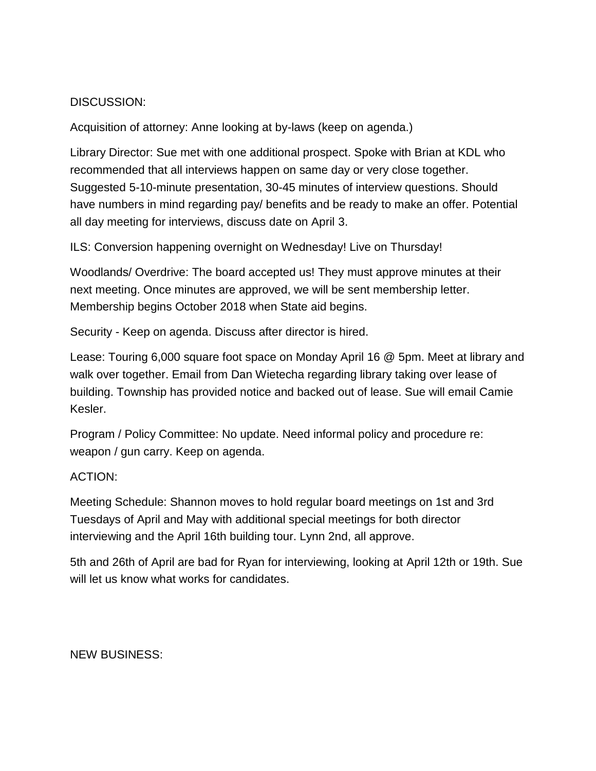DISCUSSION:

Acquisition of attorney: Anne looking at by-laws (keep on agenda.)

Library Director: Sue met with one additional prospect. Spoke with Brian at KDL who recommended that all interviews happen on same day or very close together. Suggested 5-10-minute presentation, 30-45 minutes of interview questions. Should have numbers in mind regarding pay/ benefits and be ready to make an offer. Potential all day meeting for interviews, discuss date on April 3.

ILS: Conversion happening overnight on Wednesday! Live on Thursday!

Woodlands/ Overdrive: The board accepted us! They must approve minutes at their next meeting. Once minutes are approved, we will be sent membership letter. Membership begins October 2018 when State aid begins.

Security - Keep on agenda. Discuss after director is hired.

Lease: Touring 6,000 square foot space on Monday April 16 @ 5pm. Meet at library and walk over together. Email from Dan Wietecha regarding library taking over lease of building. Township has provided notice and backed out of lease. Sue will email Camie Kesler.

Program / Policy Committee: No update. Need informal policy and procedure re: weapon / gun carry. Keep on agenda.

ACTION:

Meeting Schedule: Shannon moves to hold regular board meetings on 1st and 3rd Tuesdays of April and May with additional special meetings for both director interviewing and the April 16th building tour. Lynn 2nd, all approve.

5th and 26th of April are bad for Ryan for interviewing, looking at April 12th or 19th. Sue will let us know what works for candidates.

NEW BUSINESS: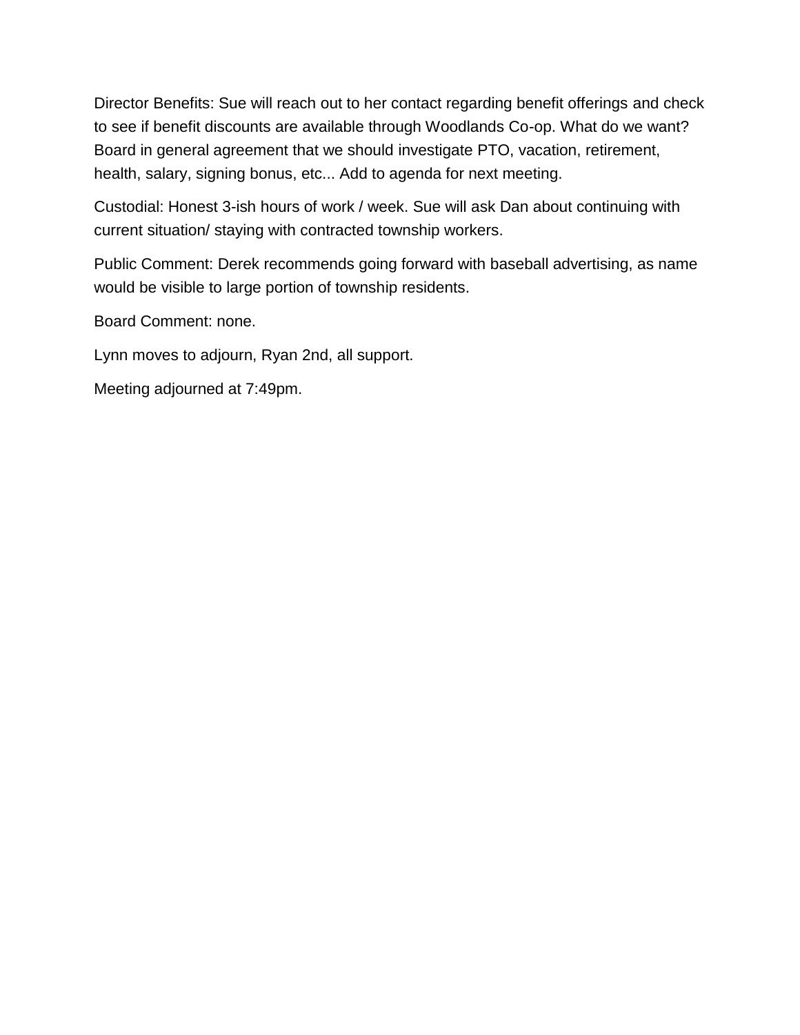Director Benefits: Sue will reach out to her contact regarding benefit offerings and check to see if benefit discounts are available through Woodlands Co-op. What do we want? Board in general agreement that we should investigate PTO, vacation, retirement, health, salary, signing bonus, etc... Add to agenda for next meeting.

Custodial: Honest 3-ish hours of work / week. Sue will ask Dan about continuing with current situation/ staying with contracted township workers.

Public Comment: Derek recommends going forward with baseball advertising, as name would be visible to large portion of township residents.

Board Comment: none.

Lynn moves to adjourn, Ryan 2nd, all support.

Meeting adjourned at 7:49pm.